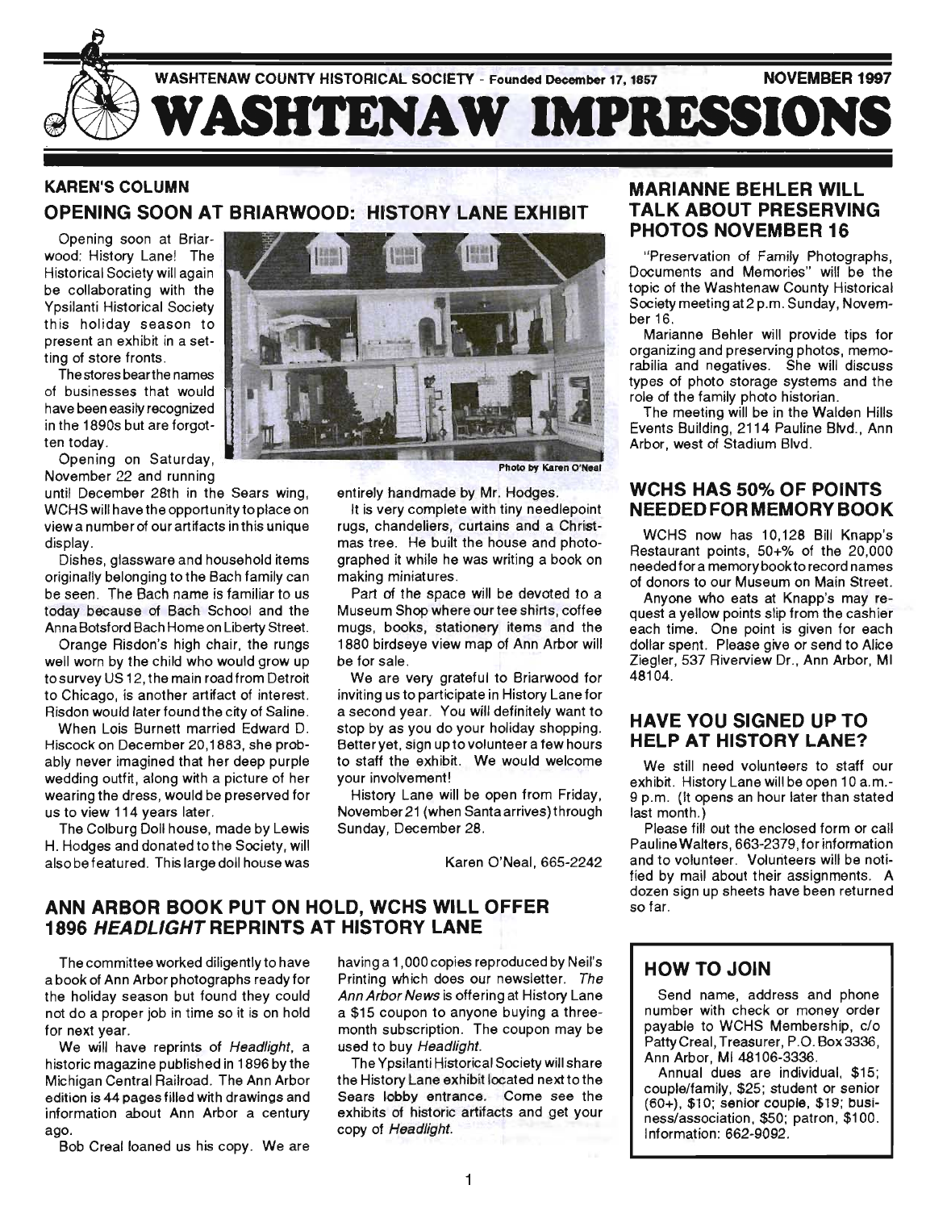WASHTENAW COUNTY HISTORICAL SOCIETY - Founded December 17, 1857 — NOVEMBER 1997

# WASHTENAW IMPRESSIONS

## KAREN'S COLUMN

## OPENING SOON AT BRIARWOOD: HISTORY LANE EXHIBIT

Opening soon at Briarwood: History Lane! The Historical Society will again be collaborating with the Ypsilanti Historical Society this holiday season to present an exhibit in a setting of store fronts.

The stores bear the names of businesses that would have been easily recognized in the 1890s but are forgotten today.

Opening on Saturday, November 22 and running until December 28th in the Sears wing, WCHS will have the opportunity to place on view a number of our artifacts in this unique display.

Dishes, glassware and household items originally belonging to the Bach family can be seen. The Bach name is familiar to us today because of Bach School and the Anna Botsford Bach Home on Liberty Street.

Orange Risdon's high chair, the rungs well worn by the child who would grow up to survey US 12, the main road from Detroit to Chicago, is another artifact of interest. Risdon would later found the city of Saline.

When Lois Burnett married Edward D. Hiscock on December 20, 1883, she probably never imagined that her deep purple wedding outfit, along with a picture of her wearing the dress, would be preserved for us to view 114 years later.

The Colburg Doll house, made by Lewis H. Hodges and donated to the Society, will also be featured. This large doll house was entirely handmade by Mr. Hodges.

Photo by Karen O'Neal

It is very complete with tiny needlepoint rugs, chandeliers, curtains and a Christmas tree. He built the house and photographed it while he was writing a book on making miniatures.

Part of the space will be devoted to a Museum Shop where our tee shirts, coffee mugs, books, stationery items and the 1880 birdseye view map of Ann Arbor will be for sale.

We are very grateful to Briarwood for inviting us to participate in History Lane for a second year. You will definitely want to stop by as you do your holiday shopping. Better yet, sign up to volunteer a few hours to staff the exhibit. We would welcome your involvement!

History Lane will be open from Friday, November 21 (when Santa arrives) through Sunday, December 28.

Karen O'Neal, 665-2242

## ANN ARBOR BOOK PUT ON HOLD, WCHS WILL OFFER 1896 *HEADLIGHT* REPRINTS AT HISTORY LANE

The committee worked diligently to have a book of Ann Arbor photographs ready for the holiday season but found they could not do a proper job in time so it is on hold for next year.

We will have reprints of *Headlight*, a historic magazine published in 1896 by the Michigan Central Railroad. The Ann Arbor edition is 44 pages filled with drawings and information about Ann Arbor a century ago.

Bob Creal loaned us his copy. We are having a 1,000 copies reproduced by Neil's Printing which does our newsletter. *The Ann Arbor News* is offering at History Lane a $15 coupon to anyone buying a three-month subscription. The coupon may be used to buy *Headlight*.

The Ypsilanti Historical Society will share the History Lane exhibit located next to the Sears lobby entrance. Come see the exhibits of historic artifacts and get your copy of *Headlight*.

## MARIANNE BEHLER WILL TALK ABOUT PRESERVING PHOTOS NOVEMBER 16

"Preservation of Family Photographs, Documents and Memories" will be the topic of the Washtenaw County Historical Society meeting at 2 p.m. Sunday, November 16.

Marianne Behler will provide tips for organizing and preserving photos, memorabilia and negatives. She will discuss types of photo storage systems and the role of the family photo historian.

The meeting will be in the Walden Hills Events Building, 2114 Pauline Blvd., Ann Arbor, west of Stadium Blvd.

## WCHS HAS 50% OF POINTS NEEDED FOR MEMORY BOOK

WCHS now has 10,128 Bill Knapp's Restaurant points, 50+% of the 20,000 needed for a memory book to record names of donors to our Museum on Main Street.

Anyone who eats at Knapp's may request a yellow points slip from the cashier each time. One point is given for each dollar spent. Please give or send to Alice Ziegler, 537 Riverview Dr., Ann Arbor, MI 48104.

## HAVE YOU SIGNED UP TO HELP AT HISTORY LANE?

We still need volunteers to staff our exhibit. History Lane will be open 10 a.m.-9 p.m. (It opens an hour later than stated last month.)

Please fill out the enclosed form or call Pauline Walters, 663-2379, for information and to volunteer. Volunteers will be notified by mail about their assignments. A dozen sign up sheets have been returned so far.

## HOW TO JOIN

Send name, address and phone number with check or money order payable to WCHS Membership, c/o Patty Creal, Treasurer, P.O. Box 3336, Ann Arbor, MI 48106-3336.

Annual dues are individual, $15; couple/family, $25; student or senior (60+), $10; senior couple, $19; business/association, $50; patron, $100. Information: 662-9092.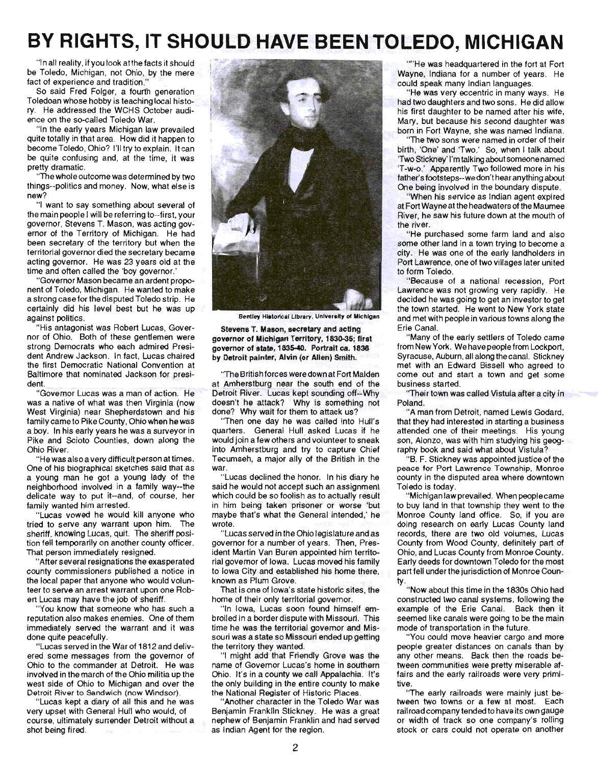# BY RIGHTS, IT SHOULD HAVE BEEN TOLEDO, MICHIGAN

"In all reality, if you look at the facts it should be Toledo, Michigan, not Ohio, by the mere fact of experience and tradition."

So said Fred Folger, a fourth generation Toledoan whose hobby is teaching local history. He addressed the WCHS October audience on the so-called Toledo War.

"In the early years Michigan law prevailed quite totally in that area. How did it happen to become Toledo, Ohio? I'll try to explain. It can be quite confusing and, at the time, it was pretty dramatic.

"The whole outcome was determined by two things--politics and money. Now, what else is new?

"I want to say something about several of the main people I will be referring to--first, your governor, Stevens T. Mason, was acting governor of the Territory of Michigan. He had been secretary of the territory but when the territorial governor died the secretary became acting governor. He was 23 years old at the time and often called the 'boy governor.'

"Governor Mason became an ardent proponent of Toledo, Michigan. He wanted to make a strong case for the disputed Toledo strip. He certainly did his level best but he was up against politics.

"His antagonist was Robert Lucas, Governor of Ohio. Both of these gentlemen were strong Democrats who each admired President Andrew Jackson. In fact, Lucas chaired the first Democratic National Convention at Baltimore that nominated Jackson for president.

"Governor Lucas was a man of action. He was a native of what was then Virginia (now West Virginia) near Shepherdstown and his family came to Pike County, Ohio when he was a boy. In his early years he was a surveyor in Pike and Scioto Counties, down along the Ohio River.

"He was also a very difficult person at times. One of his biographical sketches said that as a young man he got a young lady of the neighborhood involved in a family way--the delicate way to put it--and, of course, her family wanted him arrested.

"Lucas vowed he would kill anyone who tried to serve any warrant upon him. The sheriff, knowing Lucas, quit. The sheriff position fell temporarily on another county officer. That person immediately resigned.

"After several resignations the exasperated county commissioners published a notice in the local paper that anyone who would volunteer to serve an arrest warrant upon one Robert Lucas may have the job of sheriff.

"You know that someone who has such a reputation also makes enemies. One of them immediately served the warrant and it was done quite peacefully.

"Lucas served in the War of 1812 and delivered some messages from the governor of Ohio to the commander at Detroit. He was involved in the march of the Ohio militia up the west side of Ohio to Michigan and over the Detroit River to Sandwich (now Windsor).

"Lucas kept a diary of all this and he was very upset with General Hull who would, of course, ultimately surrender Detroit without a shot being fired.

Bentley Historical Library, University of Michigan

**Stevens T. Mason, secretary and acting governor of Michigan Territory, 1830-35; first governor of state, 1835-40. Portrait ca. 1836 by Detroit painter, Alvin (or Allen) Smith.**

"The British forces were down at Fort Malden at Amherstburg near the south end of the Detroit River. Lucas kept sounding off--Why doesn't he attack? Why is something not done? Why wait for them to attack us?

"Then one day he was called into Hull's quarters. General Hull asked Lucas if he would join a few others and volunteer to sneak into Amherstburg and try to capture Chief Tecumseh, a major ally of the British in the war.

"Lucas declined the honor. In his diary he said he would not accept such an assignment which could be so foolish as to actually result in him being taken prisoner or worse 'but maybe that's what the General intended,' he wrote.

"Lucas served in the Ohio legislature and as governor for a number of years. Then, President Martin Van Buren appointed him territorial governor of Iowa. Lucas moved his family to Iowa City and established his home there, known as Plum Grove.

That is one of Iowa's state historic sites, the home of their only territorial governor.

"In Iowa, Lucas soon found himself embroiled in a border dispute with Missouri. This time he was the territorial governor and Missouri was a state so Missouri ended up getting the territory they wanted.

"I might add that Friendly Grove was the name of Governor Lucas's home in southern Ohio. It's in a county we call Appalachia. It's the only building in the entire county to make the National Register of Historic Places.

"Another character in the Toledo War was Benjamin Franklin Stickney. He was a great nephew of Benjamin Franklin and had served as Indian Agent for the region.

""He was headquartered in the fort at Fort Wayne, Indiana for a number of years. He could speak many Indian languages.

"He was very eccentric in many ways. He had two daughters and two sons. He did allow his first daughter to be named after his wife, Mary, but because his second daughter was born in Fort Wayne, she was named Indiana.

"The two sons were named in order of their birth, 'One' and 'Two.' So, when I talk about 'Two Stickney' I'm talking about someone named 'T-w-o.' Apparently Two followed more in his father's footsteps--we don't hear anything about One being involved in the boundary dispute.

"When his service as Indian agent expired at Fort Wayne at the headwaters of the Maumee River, he saw his future down at the mouth of the river.

"He purchased some farm land and also some other land in a town trying to become a city. He was one of the early landholders in Port Lawrence, one of two villages later united to form Toledo.

"Because of a national recession, Port Lawrence was not growing very rapidly. He decided he was going to get an investor to get the town started. He went to New York state and met with people in various towns along the Erie Canal.

"Many of the early settlers of Toledo came from New York. We have people from Lockport, Syracuse, Auburn, all along the canal. Stickney met with an Edward Bissell who agreed to come out and start a town and get some business started.

"Their town was called Vistula after a city in Poland.

"A man from Detroit, named Lewis Godard, that they had interested in starting a business attended one of their meetings. His young son, Alonzo, was with him studying his geography book and said what about Vistula?

"B. F. Stickney was appointed justice of the peace for Port Lawrence Township, Monroe county in the disputed area where downtown Toledo is today.

"Michigan law prevailed. When people came to buy land in that township they went to the Monroe County land office. So, if you are doing research on early Lucas County land records, there are two old volumes, Lucas County from Wood County, definitely part of Ohio, and Lucas County from Monroe County. Early deeds for downtown Toledo for the most part fell under the jurisdiction of Monroe County.

"Now about this time in the 1830s Ohio had constructed two canal systems, following the example of the Erie Canal. Back then it seemed like canals were going to be the main mode of transportation in the future.

"You could move heavier cargo and more people greater distances on canals than by any other means. Back then the roads between communities were pretty miserable affairs and the early railroads were very primitive.

"The early railroads were mainly just between two towns or a few at most. Each railroad company tended to have its own gauge or width of track so one company's rolling stock or cars could not operate on another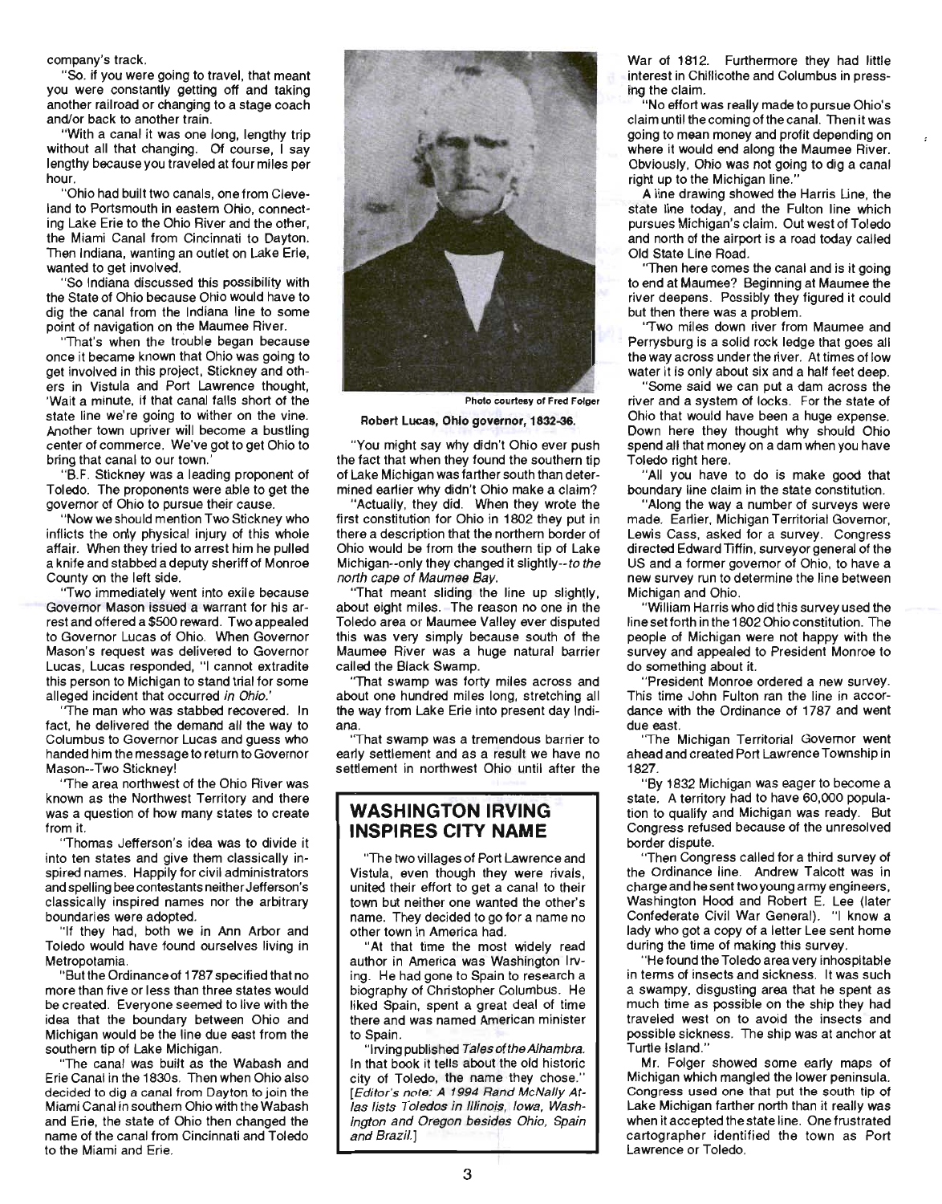company's track.

"So, if you were going to travel, that meant you were constantly getting off and taking another railroad or changing to a stage coach and/or back to another train.

"With a canal it was one long, lengthy trip without all that changing. Of course, I say lengthy because you traveled at four miles per hour.

"Ohio had built two canals, one from Cleveland to Portsmouth in eastern Ohio, connecting Lake Erie to the Ohio River and the other, the Miami Canal from Cincinnati to Dayton. Then Indiana, wanting an outlet on Lake Erie, wanted to get involved.

"So Indiana discussed this possibility with the State of Ohio because Ohio would have to dig the canal from the Indiana line to some point of navigation on the Maumee River.

"That's when the trouble began because once it became known that Ohio was going to get involved in this project, Stickney and others in Vistula and Port Lawrence thought, 'Wait a minute, if that canal falls short of the state line we're going to wither on the vine. Another town upriver will become a bustling center of commerce. We've got to get Ohio to bring that canal to our town.'

"B.F. Stickney was a leading proponent of Toledo. The proponents were able to get the governor of Ohio to pursue their cause.

"Now we should mention Two Stickney who inflicts the only physical injury of this whole affair. When they tried to arrest him he pulled a knife and stabbed a deputy sheriff of Monroe County on the left side.

"Two immediately went into exile because Governor Mason issued a warrant for his arrest and offered a $500 reward. Two appealed to Governor Lucas of Ohio. When Governor Mason's request was delivered to Governor Lucas, Lucas responded, "I cannot extradite this person to Michigan to stand trial for some alleged incident that occurred *in Ohio.*'

"The man who was stabbed recovered. In fact, he delivered the demand all the way to Columbus to Governor Lucas and guess who handed him the message to return to Governor Mason--Two Stickney!

"The area northwest of the Ohio River was known as the Northwest Territory and there was a question of how many states to create from it.

"Thomas Jefferson's idea was to divide it into ten states and give them classically inspired names. Happily for civil administrators and spelling bee contestants neither Jefferson's classically inspired names nor the arbitrary boundaries were adopted.

"If they had, both we in Ann Arbor and Toledo would have found ourselves living in Metropotamia.

"But the Ordinance of 1787 specified that no more than five or less than three states would be created. Everyone seemed to live with the idea that the boundary between Ohio and Michigan would be the line due east from the southern tip of Lake Michigan.

"The canal was built as the Wabash and Erie Canal in the 1830s. Then when Ohio also decided to dig a canal from Dayton to join the Miami Canal in southern Ohio with the Wabash and Erie, the state of Ohio then changed the name of the canal from Cincinnati and Toledo to the Miami and Erie.

Photo courtesy of Fred Folger

**Robert Lucas, Ohio governor, 1832-36.**

"You might say why didn't Ohio ever push the fact that when they found the southern tip of Lake Michigan was farther south than determined earlier why didn't Ohio make a claim?

"Actually, they did. When they wrote the first constitution for Ohio in 1802 they put in there a description that the northern border of Ohio would be from the southern tip of Lake Michigan--only they changed it slightly--*to the north cape of Maumee Bay.*

"That meant sliding the line up slightly, about eight miles. The reason no one in the Toledo area or Maumee Valley ever disputed this was very simply because south of the Maumee River was a huge natural barrier called the Black Swamp.

"That swamp was forty miles across and about one hundred miles long, stretching all the way from Lake Erie into present day Indiana.

"That swamp was a tremendous barrier to early settlement and as a result we have no settlement in northwest Ohio until after the War of 1812. Furthermore they had little interest in Chillicothe and Columbus in pressing the claim.

"No effort was really made to pursue Ohio's claim until the coming of the canal. Then it was going to mean money and profit depending on where it would end along the Maumee River. Obviously, Ohio was not going to dig a canal right up to the Michigan line."

A line drawing showed the Harris Line, the state line today, and the Fulton line which pursues Michigan's claim. Out west of Toledo and north of the airport is a road today called Old State Line Road.

"Then here comes the canal and is it going to end at Maumee? Beginning at Maumee the river deepens. Possibly they figured it could but then there was a problem.

"Two miles down river from Maumee and Perrysburg is a solid rock ledge that goes all the way across under the river. At times of low water it is only about six and a half feet deep.

"Some said we can put a dam across the river and a system of locks. For the state of Ohio that would have been a huge expense. Down here they thought why should Ohio spend all that money on a dam when you have Toledo right here.

"All you have to do is make good that boundary line claim in the state constitution.

"Along the way a number of surveys were made. Earlier, Michigan Territorial Governor, Lewis Cass, asked for a survey. Congress directed Edward Tiffin, surveyor general of the US and a former governor of Ohio, to have a new survey run to determine the line between Michigan and Ohio.

"William Harris who did this survey used the line set forth in the 1802 Ohio constitution. The people of Michigan were not happy with the survey and appealed to President Monroe to do something about it.

"President Monroe ordered a new survey. This time John Fulton ran the line in accordance with the Ordinance of 1787 and went due east.

"The Michigan Territorial Governor went ahead and created Port Lawrence Township in 1827.

"By 1832 Michigan was eager to become a state. A territory had to have 60,000 population to qualify and Michigan was ready. But Congress refused because of the unresolved border dispute.

"Then Congress called for a third survey of the Ordinance line. Andrew Talcott was in charge and he sent two young army engineers, Washington Hood and Robert E. Lee (later Confederate Civil War General). "I know a lady who got a copy of a letter Lee sent home during the time of making this survey.

"He found the Toledo area very inhospitable in terms of insects and sickness. It was such a swampy, disgusting area that he spent as much time as possible on the ship they had traveled west on to avoid the insects and possible sickness. The ship was at anchor at Turtle Island."

Mr. Folger showed some early maps of Michigan which mangled the lower peninsula. Congress used one that put the south tip of Lake Michigan farther north than it really was when it accepted the state line. One frustrated cartographer identified the town as Port Lawrence or Toledo.

## WASHINGTON IRVING INSPIRES CITY NAME

"The two villages of Port Lawrence and Vistula, even though they were rivals, united their effort to get a canal to their town but neither one wanted the other's name. They decided to go for a name no other town in America had.

"At that time the most widely read author in America was Washington Irving. He had gone to Spain to research a biography of Christopher Columbus. He liked Spain, spent a great deal of time there and was named American minister to Spain.

"Irving published *Tales of the Alhambra.* In that book it tells about the old historic city of Toledo, the name they chose." *[Editor's note: A 1994 Rand McNally Atlas lists Toledos in Illinois, Iowa, Washington and Oregon besides Ohio, Spain and Brazil.]*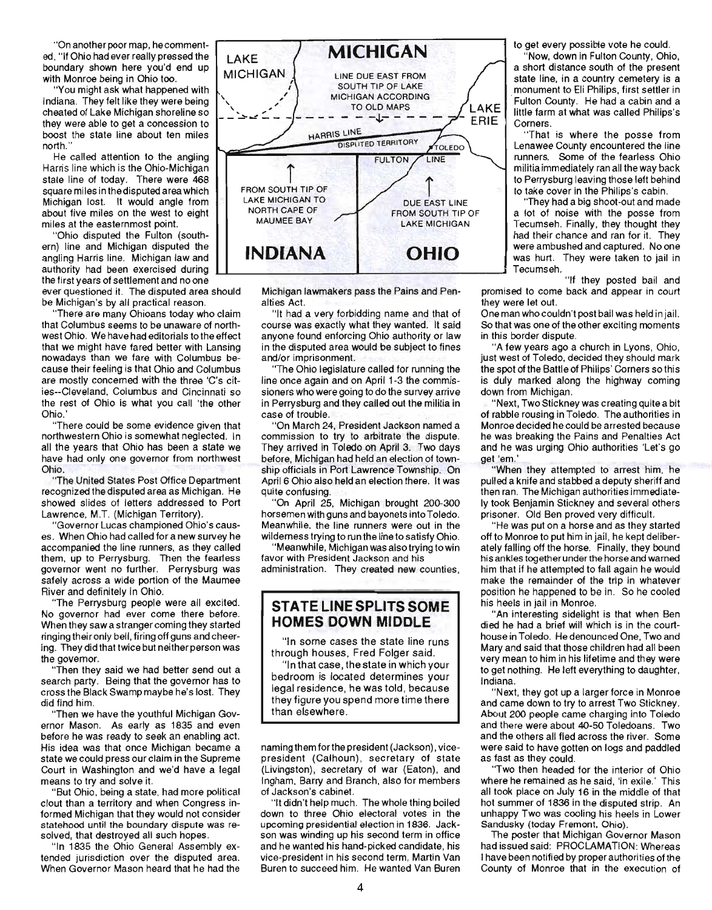"On another poor map, he commented, "If Ohio had ever really pressed the boundary shown here you'd end up with Monroe being in Ohio too.

"You might ask what happened with Indiana. They felt like they were being cheated of Lake Michigan shoreline so they were able to get a concession to boost the state line about ten miles north."

He called attention to the angling Harris line which is the Ohio-Michigan state line of today. There were 468 square miles in the disputed area which Michigan lost. It would angle from about five miles on the west to eight miles at the easternmost point.

"Ohio disputed the Fulton (southern) line and Michigan disputed the angling Harris line. Michigan law and authority had been exercised during the first years of settlement and no one ever questioned it. The disputed area should be Michigan's by all practical reason.

"There are many Ohioans today who claim that Columbus seems to be unaware of northwest Ohio. We have had editorials to the effect that we might have fared better with Lansing nowadays than we fare with Columbus because their feeling is that Ohio and Columbus are mostly concerned with the three 'C's cities--Cleveland, Columbus and Cincinnati so the rest of Ohio is what you call 'the other Ohio.'

"There could be some evidence given that northwestern Ohio is somewhat neglected. In all the years that Ohio has been a state we have had only one governor from northwest Ohio.

"The United States Post Office Department recognized the disputed area as Michigan. He showed slides of letters addressed to Port Lawrence, M.T. (Michigan Territory).

"Governor Lucas championed Ohio's causes. When Ohio had called for a new survey he accompanied the line runners, as they called them, up to Perrysburg. Then the fearless governor went no further. Perrysburg was safely across a wide portion of the Maumee River and definitely in Ohio.

"The Perrysburg people were all excited. No governor had ever come there before. When they saw a stranger coming they started ringing their only bell, firing off guns and cheering. They did that twice but neither person was the governor.

"Then they said we had better send out a search party. Being that the governor has to cross the Black Swamp maybe he's lost. They did find him.

"Then we have the youthful Michigan Governor Mason. As early as 1835 and even before he was ready to seek an enabling act. His idea was that once Michigan became a state we could press our claim in the Supreme Court in Washington and we'd have a legal means to try and solve it.

"But Ohio, being a state, had more political clout than a territory and when Congress informed Michigan that they would not consider statehood until the boundary dispute was resolved, that destroyed all such hopes.

"In 1835 the Ohio General Assembly extended jurisdiction over the disputed area. When Governor Mason heard that he had the

MICHIGAN — LAKE MICHIGAN — LINE DUE EAST FROM SOUTH TIP OF LAKE MICHIGAN ACCORDING TO OLD MAPS — LAKE ERIE — HARRIS LINE — DISPUTED TERRITORY — TOLEDO — FULTON LINE — FROM SOUTH TIP OF LAKE MICHIGAN TO NORTH CAPE OF MAUMEE BAY — DUE EAST LINE FROM SOUTH TIP OF LAKE MICHIGAN — INDIANA — OHIO

Michigan lawmakers pass the Pains and Penalties Act.

"It had a very forbidding name and that of course was exactly what they wanted. It said anyone found enforcing Ohio authority or law in the disputed area would be subject to fines and/or imprisonment.

"The Ohio legislature called for running the line once again and on April 1-3 the commissioners who were going to do the survey arrive in Perrysburg and they called out the militia in case of trouble.

"On March 24, President Jackson named a commission to try to arbitrate the dispute. They arrived in Toledo on April 3. Two days before, Michigan had held an election of township officials in Port Lawrence Township. On April 6 Ohio also held an election there. It was quite confusing.

"On April 25, Michigan brought 200-300 horsemen with guns and bayonets into Toledo. Meanwhile, the line runners were out in the wilderness trying to run the line to satisfy Ohio.

"Meanwhile, Michigan was also trying to win favor with President Jackson and his administration. They created new counties, naming them for the president (Jackson), vice-president (Calhoun), secretary of state (Livingston), secretary of war (Eaton), and Ingham, Barry and Branch, also for members of Jackson's cabinet.

"It didn't help much. The whole thing boiled down to three Ohio electoral votes in the upcoming presidential election in 1836. Jackson was winding up his second term in office and he wanted his hand-picked candidate, his vice-president in his second term, Martin Van Buren to succeed him. He wanted Van Buren to get every possible vote he could.

"Now, down in Fulton County, Ohio, a short distance south of the present state line, in a country cemetery is a monument to Eli Philips, first settler in Fulton County. He had a cabin and a little farm at what was called Philips's Corners.

"That is where the posse from Lenawee County encountered the line runners. Some of the fearless Ohio militia immediately ran all the way back to Perrysburg leaving those left behind to take cover in the Philips's cabin.

"They had a big shoot-out and made a lot of noise with the posse from Tecumseh. Finally, they thought they had their chance and ran for it. They were ambushed and captured. No one was hurt. They were taken to jail in Tecumseh.

"If they posted bail and promised to come back and appear in court they were let out.

One man who couldn't post bail was held in jail. So that was one of the other exciting moments in this border dispute.

"A few years ago a church in Lyons, Ohio, just west of Toledo, decided they should mark the spot of the Battle of Philips' Corners so this is duly marked along the highway coming down from Michigan.

"Next, Two Stickney was creating quite a bit of rabble rousing in Toledo. The authorities in Monroe decided he could be arrested because he was breaking the Pains and Penalties Act and he was urging Ohio authorities 'Let's go get 'em.'

"When they attempted to arrest him, he pulled a knife and stabbed a deputy sheriff and then ran. The Michigan authorities immediately took Benjamin Stickney and several others prisoner. Old Ben proved very difficult.

"He was put on a horse and as they started off to Monroe to put him in jail, he kept deliberately falling off the horse. Finally, they bound his ankles together under the horse and warned him that if he attempted to fall again he would make the remainder of the trip in whatever position he happened to be in. So he cooled his heels in jail in Monroe.

"An interesting sidelight is that when Ben died he had a brief will which is in the courthouse in Toledo. He denounced One, Two and Mary and said that those children had all been very mean to him in his lifetime and they were to get nothing. He left everything to daughter, Indiana.

"Next, they got up a larger force in Monroe and came down to try to arrest Two Stickney. About 200 people came charging into Toledo and there were about 40-50 Toledoans. Two and the others all fled across the river. Some were said to have gotten on logs and paddled as fast as they could.

"Two then headed for the interior of Ohio where he remained as he said, 'in exile.' This all took place on July 16 in the middle of that hot summer of 1836 in the disputed strip. An unhappy Two was cooling his heels in Lower Sandusky (today Fremont, Ohio).

The poster that Michigan Governor Mason had issued said: PROCLAMATION: Whereas I have been notified by proper authorities of the County of Monroe that in the execution of

## STATE LINE SPLITS SOME HOMES DOWN MIDDLE

"In some cases the state line runs through houses, Fred Folger said.

"In that case, the state in which your bedroom is located determines your legal residence, he was told, because they figure you spend more time there than elsewhere.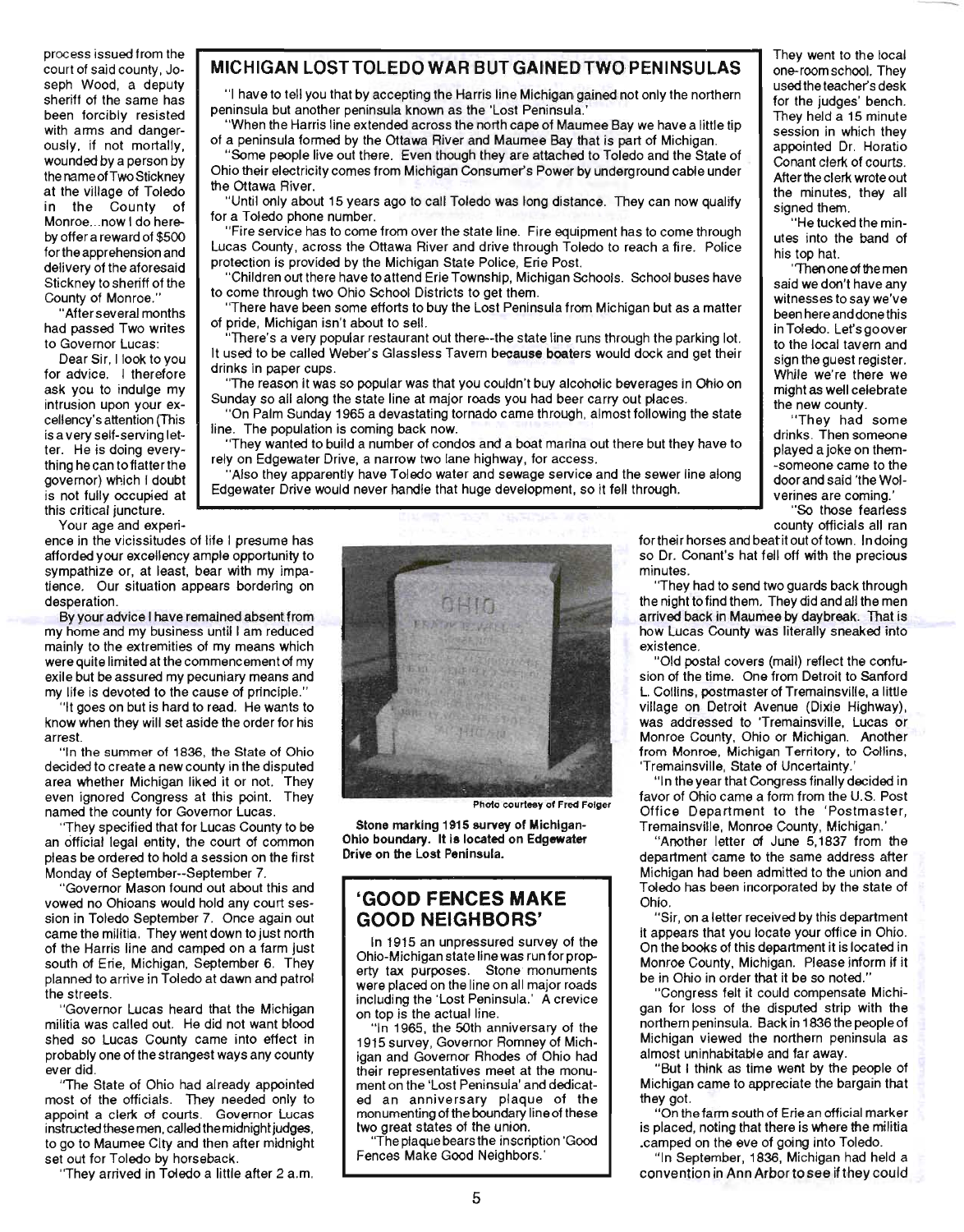process issued from the court of said county, Joseph Wood, a deputy sheriff of the same has been forcibly resisted with arms and dangerously, if not mortally, wounded by a person by the name of Two Stickney at the village of Toledo in the County of Monroe...now I do hereby offer a reward of $500 for the apprehension and delivery of the aforesaid Stickney to sheriff of the County of Monroe."

"After several months had passed Two writes to Governor Lucas:

Dear Sir, I look to you for advice. I therefore ask you to indulge my intrusion upon your excellency's attention (This is a very self-serving letter. He is doing everything he can to flatter the governor) which I doubt is not fully occupied at this critical juncture.

Your age and experience in the vicissitudes of life I presume has afforded your excellency ample opportunity to sympathize or, at least, bear with my impatience. Our situation appears bordering on desperation.

By your advice I have remained absent from my home and my business until I am reduced mainly to the extremities of my means which were quite limited at the commencement of my exile but be assured my pecuniary means and my life is devoted to the cause of principle."

"It goes on but is hard to read. He wants to know when they will set aside the order for his arrest.

"In the summer of 1836, the State of Ohio decided to create a new county in the disputed area whether Michigan liked it or not. They even ignored Congress at this point. They named the county for Governor Lucas.

"They specified that for Lucas County to be an official legal entity, the court of common pleas be ordered to hold a session on the first Monday of September--September 7.

"Governor Mason found out about this and vowed no Ohioans would hold any court session in Toledo September 7. Once again out came the militia. They went down to just north of the Harris line and camped on a farm just south of Erie, Michigan, September 6. They planned to arrive in Toledo at dawn and patrol the streets.

"Governor Lucas heard that the Michigan militia was called out. He did not want blood shed so Lucas County came into effect in probably one of the strangest ways any county ever did.

"The State of Ohio had already appointed most of the officials. They needed only to appoint a clerk of courts. Governor Lucas instructed these men, called the midnight judges, to go to Maumee City and then after midnight set out for Toledo by horseback.

"They arrived in Toledo a little after 2 a.m. They went to the local one-room school. They used the teacher's desk for the judges' bench. They held a 15 minute session in which they appointed Dr. Horatio Conant clerk of courts. After the clerk wrote out the minutes, they all signed them.

"He tucked the minutes into the band of his top hat.

"Then one of the men said we don't have any witnesses to say we've been here and done this in Toledo. Let's go over to the local tavern and sign the guest register. While we're there we might as well celebrate the new county.

"They had some drinks. Then someone played a joke on them--someone came to the door and said 'the Wolverines are coming.'

"So those fearless county officials all ran for their horses and beat it out of town. In doing so Dr. Conant's hat fell off with the precious minutes.

"They had to send two guards back through the night to find them. They did and all the men arrived back in Maumee by daybreak. That is how Lucas County was literally sneaked into existence.

"Old postal covers (mail) reflect the confusion of the time. One from Detroit to Sanford L. Collins, postmaster of Tremainsville, a little village on Detroit Avenue (Dixie Highway), was addressed to 'Tremainsville, Lucas or Monroe County, Ohio or Michigan. Another from Monroe, Michigan Territory, to Collins, 'Tremainsville, State of Uncertainty.'

"In the year that Congress finally decided in favor of Ohio came a form from the U.S. Post Office Department to the 'Postmaster, Tremainsville, Monroe County, Michigan.'

"Another letter of June 5,1837 from the department came to the same address after Michigan had been admitted to the union and Toledo has been incorporated by the state of Ohio.

"Sir, on a letter received by this department it appears that you locate your office in Ohio. On the books of this department it is located in Monroe County, Michigan. Please inform if it be in Ohio in order that it be so noted."

"Congress felt it could compensate Michigan for loss of the disputed strip with the northern peninsula. Back in 1836 the people of Michigan viewed the northern peninsula as almost uninhabitable and far away.

"But I think as time went by the people of Michigan came to appreciate the bargain that they got.

"On the farm south of Erie an official marker is placed, noting that there is where the militia camped on the eve of going into Toledo.

"In September, 1836, Michigan had held a convention in Ann Arbor to see if they could

## MICHIGAN LOST TOLEDO WAR BUT GAINED TWO PENINSULAS

"I have to tell you that by accepting the Harris line Michigan gained not only the northern peninsula but another peninsula known as the 'Lost Peninsula.'

"When the Harris line extended across the north cape of Maumee Bay we have a little tip of a peninsula formed by the Ottawa River and Maumee Bay that is part of Michigan.

"Some people live out there. Even though they are attached to Toledo and the State of Ohio their electricity comes from Michigan Consumer's Power by underground cable under the Ottawa River.

"Until only about 15 years ago to call Toledo was long distance. They can now qualify for a Toledo phone number.

"Fire service has to come from over the state line. Fire equipment has to come through Lucas County, across the Ottawa River and drive through Toledo to reach a fire. Police protection is provided by the Michigan State Police, Erie Post.

"Children out there have to attend Erie Township, Michigan Schools. School buses have to come through two Ohio School Districts to get them.

"There have been some efforts to buy the Lost Peninsula from Michigan but as a matter of pride, Michigan isn't about to sell.

"There's a very popular restaurant out there--the state line runs through the parking lot. It used to be called Weber's Glassless Tavern because boaters would dock and get their drinks in paper cups.

"The reason it was so popular was that you couldn't buy alcoholic beverages in Ohio on Sunday so all along the state line at major roads you had beer carry out places.

"On Palm Sunday 1965 a devastating tornado came through, almost following the state line. The population is coming back now.

"They wanted to build a number of condos and a boat marina out there but they have to rely on Edgewater Drive, a narrow two lane highway, for access.

"Also they apparently have Toledo water and sewage service and the sewer line along Edgewater Drive would never handle that huge development, so it fell through.

Photo courtesy of Fred Folger

**Stone marking 1915 survey of Michigan-Ohio boundary. It is located on Edgewater Drive on the Lost Peninsula.**

## 'GOOD FENCES MAKE GOOD NEIGHBORS'

In 1915 an unpressured survey of the Ohio-Michigan state line was run for property tax purposes. Stone monuments were placed on the line on all major roads including the 'Lost Peninsula.' A crevice on top is the actual line.

"In 1965, the 50th anniversary of the 1915 survey, Governor Romney of Michigan and Governor Rhodes of Ohio had their representatives meet at the monument on the 'Lost Peninsula' and dedicated an anniversary plaque of the monumenting of the boundary line of these two great states of the union.

"The plaque bears the inscription 'Good Fences Make Good Neighbors.'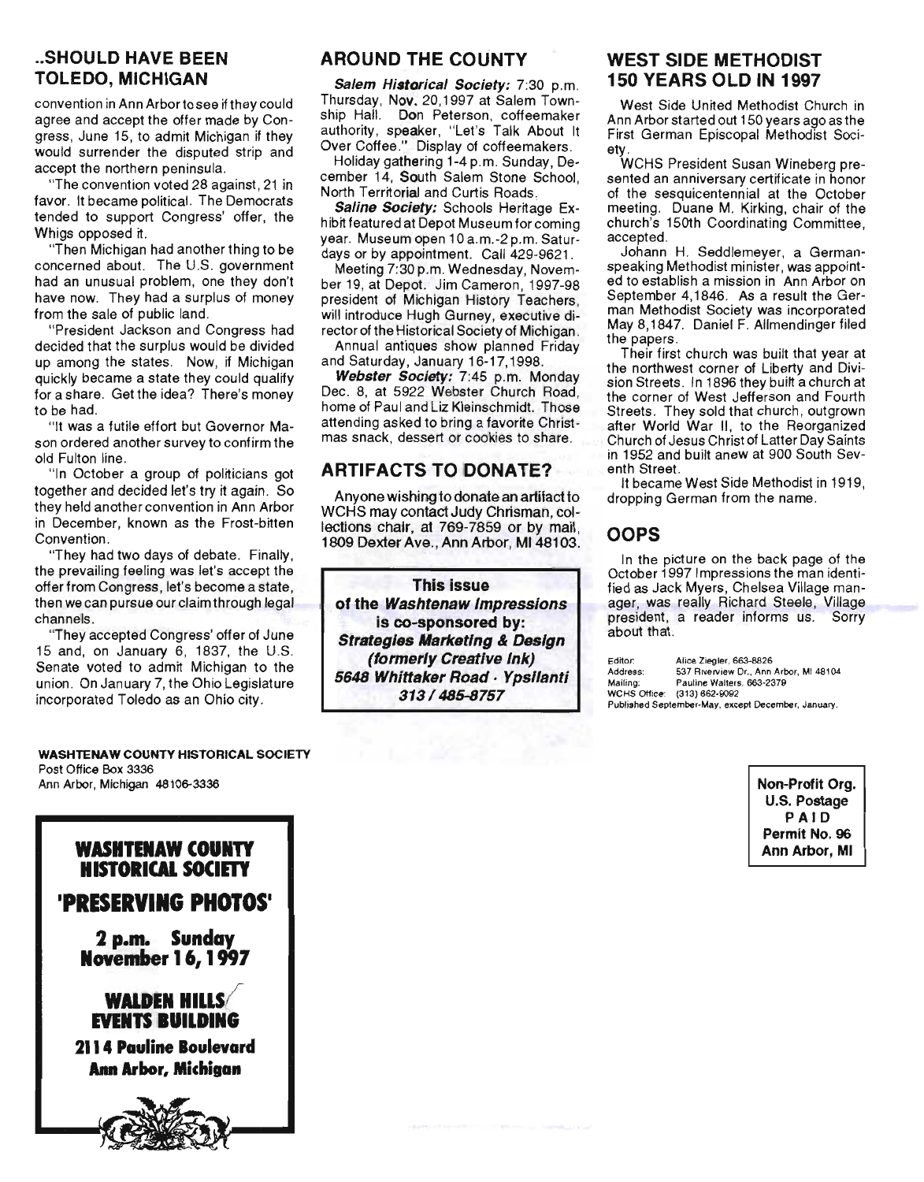## ..SHOULD HAVE BEEN TOLEDO, MICHIGAN

convention in Ann Arbor to see if they could agree and accept the offer made by Congress, June 15, to admit Michigan if they would surrender the disputed strip and accept the northern peninsula.

"The convention voted 28 against, 21 in favor. It became political. The Democrats tended to support Congress' offer, the Whigs opposed it.

"Then Michigan had another thing to be concerned about. The U.S. government had an unusual problem, one they don't have now. They had a surplus of money from the sale of public land.

"President Jackson and Congress had decided that the surplus would be divided up among the states. Now, if Michigan quickly became a state they could qualify for a share. Get the idea? There's money to be had.

"It was a futile effort but Governor Mason ordered another survey to confirm the old Fulton line.

"In October a group of politicians got together and decided let's try it again. So they held another convention in Ann Arbor in December, known as the Frost-bitten Convention.

"They had two days of debate. Finally, the prevailing feeling was let's accept the offer from Congress, let's become a state, then we can pursue our claim through legal channels.

"They accepted Congress' offer of June 15 and, on January 6, 1837, the U.S. Senate voted to admit Michigan to the union. On January 7, the Ohio Legislature incorporated Toledo as an Ohio city.

## AROUND THE COUNTY

***Salem Historical Society:*** 7:30 p.m. Thursday, Nov. 20, 1997 at Salem Township Hall. Don Peterson, coffeemaker authority, speaker, "Let's Talk About It Over Coffee." Display of coffeemakers.

Holiday gathering 1-4 p.m. Sunday, December 14, South Salem Stone School, North Territorial and Curtis Roads.

***Saline Society:*** Schools Heritage Exhibit featured at Depot Museum for coming year. Museum open 10 a.m.-2 p.m. Saturdays or by appointment. Call 429-9621.

Meeting 7:30 p.m. Wednesday, November 19, at Depot. Jim Cameron, 1997-98 president of Michigan History Teachers, will introduce Hugh Gurney, executive director of the Historical Society of Michigan.

Annual antiques show planned Friday and Saturday, January 16-17, 1998.

***Webster Society:*** 7:45 p.m. Monday Dec. 8, at 5922 Webster Church Road, home of Paul and Liz Kleinschmidt. Those attending asked to bring a favorite Christmas snack, dessert or cookies to share.

## ARTIFACTS TO DONATE?

Anyone wishing to donate an artifact to WCHS may contact Judy Chrisman, collections chair, at 769-7859 or by mail, 1809 Dexter Ave., Ann Arbor, MI 48103.

**This issue of the *Washtenaw Impressions* is co-sponsored by: *Strategies Marketing & Design (formerly Creative Ink) 5648 Whittaker Road · Ypsilanti 313 / 485-8757***

## WEST SIDE METHODIST 150 YEARS OLD IN 1997

West Side United Methodist Church in Ann Arbor started out 150 years ago as the First German Episcopal Methodist Society.

WCHS President Susan Wineberg presented an anniversary certificate in honor of the sesquicentennial at the October meeting. Duane M. Kirking, chair of the church's 150th Coordinating Committee, accepted.

Johann H. Seddlemeyer, a German-speaking Methodist minister, was appointed to establish a mission in Ann Arbor on September 4, 1846. As a result the German Methodist Society was incorporated May 8, 1847. Daniel F. Allmendinger filed the papers.

Their first church was built that year at the northwest corner of Liberty and Division Streets. In 1896 they built a church at the corner of West Jefferson and Fourth Streets. They sold that church, outgrown after World War II, to the Reorganized Church of Jesus Christ of Latter Day Saints in 1952 and built anew at 900 South Seventh Street.

It became West Side Methodist in 1919, dropping German from the name.

## OOPS

In the picture on the back page of the October 1997 Impressions the man identified as Jack Myers, Chelsea Village manager, was really Richard Steele, Village president, a reader informs us. Sorry about that.

Editor: Alice Ziegler, 663-8826
Address: 537 Riverview Dr., Ann Arbor, MI 48104
Mailing: Pauline Walters, 663-2379
WCHS Office: (313) 662-9092
Published September-May, except December, January.

**WASHTENAW COUNTY HISTORICAL SOCIETY**
Post Office Box 3336
Ann Arbor, Michigan 48106-3336

**Non-Profit Org.
U.S. Postage
PAID
Permit No. 96
Ann Arbor, MI**

**WASHTENAW COUNTY HISTORICAL SOCIETY**

**'PRESERVING PHOTOS'**

**2 p.m. Sunday November 16, 1997**

**WALDEN HILLS EVENTS BUILDING**

**2114 Pauline Boulevard
Ann Arbor, Michigan**